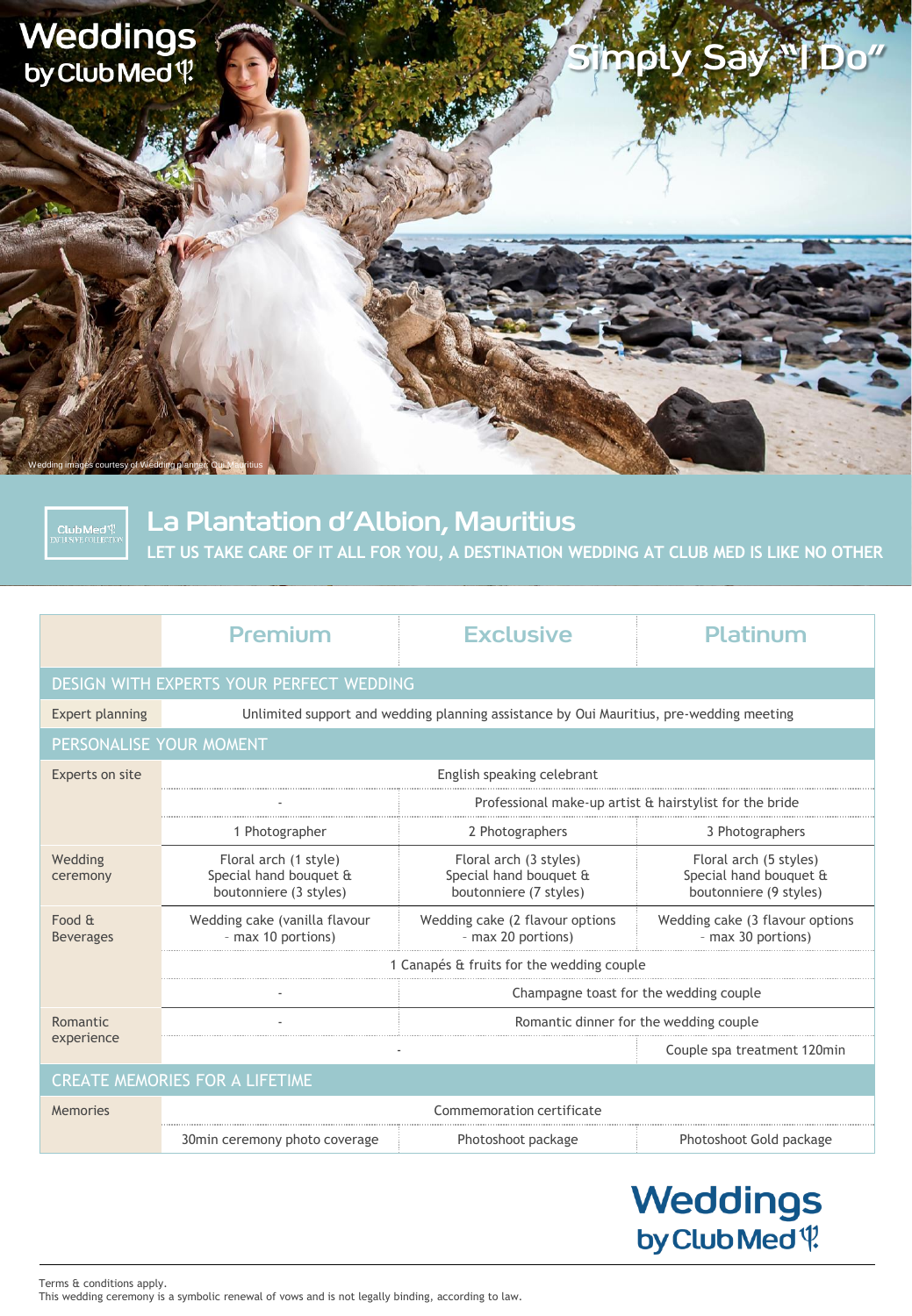# Weddings by Club Med

## Simply Say "I Do"

Wedding images courtesy of Wedding planner, Oui Mauritius

Club Med EXCLUSIVE COLLECTION

## La Plantation d'Albion, Mauritius

LET US TAKE CARE OF IT ALL FOR YOU, A DESTINATION WEDDING AT CLUB MED IS LIKE NO OTHER

| | Premium | Exclusive | Platinum |
|---|---|---|---|
| **DESIGN WITH EXPERTS YOUR PERFECT WEDDING** | | | |
| Expert planning | Unlimited support and wedding planning assistance by Oui Mauritius, pre-wedding meeting | | |
| **PERSONALISE YOUR MOMENT** | | | |
| Experts on site | English speaking celebrant | | |
| | - | Professional make-up artist & hairstylist for the bride | |
| | 1 Photographer | 2 Photographers | 3 Photographers |
| Wedding ceremony | Floral arch (1 style) Special hand bouquet & boutonniere (3 styles) | Floral arch (3 styles) Special hand bouquet & boutonniere (7 styles) | Floral arch (5 styles) Special hand bouquet & boutonniere (9 styles) |
| Food & Beverages | Wedding cake (vanilla flavour - max 10 portions) | Wedding cake (2 flavour options - max 20 portions) | Wedding cake (3 flavour options - max 30 portions) |
| | 1 Canapés & fruits for the wedding couple | | |
| | - | Champagne toast for the wedding couple | |
| Romantic experience | - | Romantic dinner for the wedding couple | |
| | - | | Couple spa treatment 120min |
| **CREATE MEMORIES FOR A LIFETIME** | | | |
| Memories | Commemoration certificate | | |
| | 30min ceremony photo coverage | Photoshoot package | Photoshoot Gold package |

Weddings by Club Med

Terms & conditions apply.
This wedding ceremony is a symbolic renewal of vows and is not legally binding, according to law.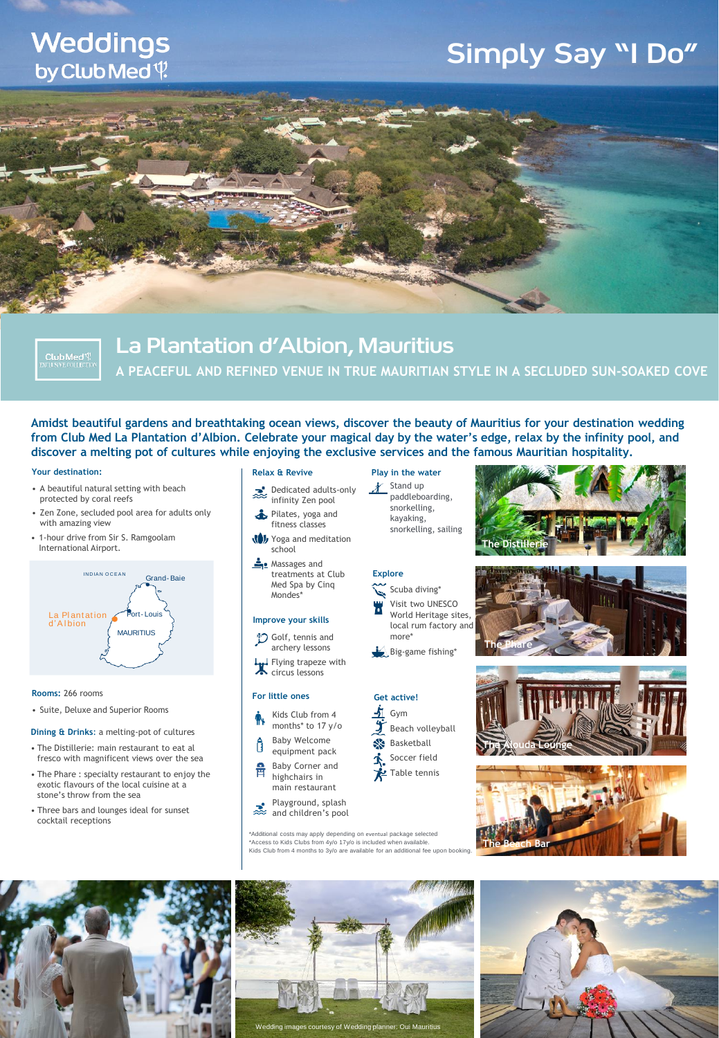# Weddings by Club Med

# Simply Say "I Do"

## La Plantation d'Albion, Mauritius

**A PEACEFUL AND REFINED VENUE IN TRUE MAURITIAN STYLE IN A SECLUDED SUN-SOAKED COVE**

**Amidst beautiful gardens and breathtaking ocean views, discover the beauty of Mauritius for your destination wedding from Club Med La Plantation d'Albion. Celebrate your magical day by the water's edge, relax by the infinity pool, and discover a melting pot of cultures while enjoying the exclusive services and the famous Mauritian hospitality.**

### Your destination:

- A beautiful natural setting with beach protected by coral reefs
- Zen Zone, secluded pool area for adults only with amazing view
- 1-hour drive from Sir S. Ramgoolam International Airport.

INDIAN OCEAN
Grand-Baie
Port-Louis
La Plantation d'Albion
MAURITIUS

**Rooms:** 266 rooms

- Suite, Deluxe and Superior Rooms

**Dining & Drinks:** a melting-pot of cultures

- The Distillerie: main restaurant to eat al fresco with magnificent views over the sea
- The Phare : specialty restaurant to enjoy the exotic flavours of the local cuisine at a stone's throw from the sea
- Three bars and lounges ideal for sunset cocktail receptions

### Relax & Revive

- Dedicated adults-only infinity Zen pool
- Pilates, yoga and fitness classes
- Yoga and meditation school
- Massages and treatments at Club Med Spa by Cinq Mondes*

### Improve your skills

- Golf, tennis and archery lessons
- Flying trapeze with circus lessons

### For little ones

- Kids Club from 4 months* to 17 y/o
- Baby Welcome equipment pack
- Baby Corner and highchairs in main restaurant
- Playground, splash and children's pool

### Play in the water

- Stand up paddleboarding, snorkelling, kayaking, snorkelling, sailing

### Explore

- Scuba diving*
- Visit two UNESCO World Heritage sites, local rum factory and more*
- Big-game fishing*

### Get active!

- Gym
- Beach volleyball
- Basketball
- Soccer field
- Table tennis

*Additional costs may apply depending on eventual package selected
*Access to Kids Clubs from 4y/o 17y/o is included when available.
Kids Club from 4 months to 3y/o are available for an additional fee upon booking.

The Distillerie

The Phare

The Alouda Lounge

The Beach Bar

Wedding images courtesy of Wedding planner: Oui Mauritius